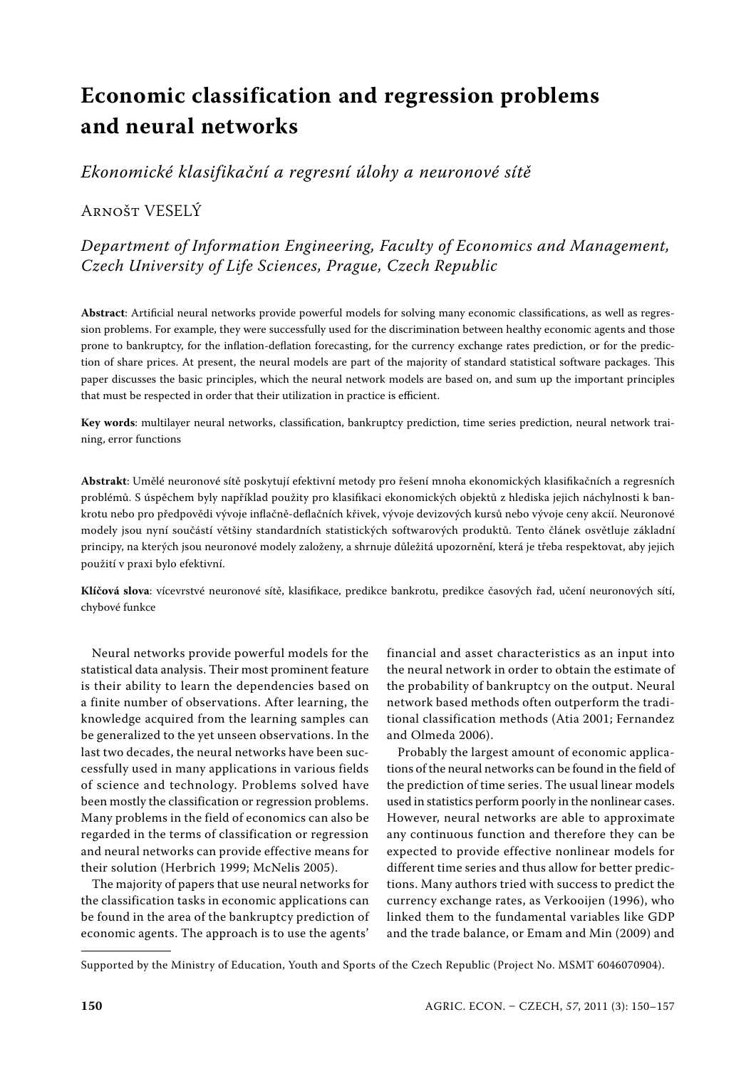# Economic classification and regression problems and neural networks

*Ekonomické klasifikační a regresní úlohy a neuronové sítě*

Arnošt VESELÝ

*Department of Information Engineering, Faculty of Economics and Management, Czech University of Life Sciences, Prague, Czech Republic*

**Abstract**: Artificial neural networks provide powerful models for solving many economic classifications, as well as regression problems. For example, they were successfully used for the discrimination between healthy economic agents and those prone to bankruptcy, for the inflation-deflation forecasting, for the currency exchange rates prediction, or for the prediction of share prices. At present, the neural models are part of the majority of standard statistical software packages. This paper discusses the basic principles, which the neural network models are based on, and sum up the important principles that must be respected in order that their utilization in practice is efficient.

**Key words**: multilayer neural networks, classification, bankruptcy prediction, time series prediction, neural network training, error functions

**Abstrakt**: Umělé neuronové sítě poskytují efektivní metody pro řešení mnoha ekonomických klasifikačních a regresních problémů. S úspěchem byly například použity pro klasifikaci ekonomických objektů z hlediska jejich náchylnosti k bankrotu nebo pro předpovědi vývoje inflačně-deflačních křivek, vývoje devizových kursů nebo vývoje ceny akcií. Neuronové modely jsou nyní součástí většiny standardních statistických softwarových produktů. Tento článek osvětluje základní principy, na kterých jsou neuronové modely založeny, a shrnuje důležitá upozornění, která je třeba respektovat, aby jejich použití v praxi bylo efektivní.

**Klíčová slova**: vícevrstvé neuronové sítě, klasifikace, predikce bankrotu, predikce časových řad, učení neuronových sítí, chybové funkce

Neural networks provide powerful models for the statistical data analysis. Their most prominent feature is their ability to learn the dependencies based on a finite number of observations. After learning, the knowledge acquired from the learning samples can be generalized to the yet unseen observations. In the last two decades, the neural networks have been successfully used in many applications in various fields of science and technology. Problems solved have been mostly the classification or regression problems. Many problems in the field of economics can also be regarded in the terms of classification or regression and neural networks can provide effective means for their solution (Herbrich 1999; McNelis 2005).

The majority of papers that use neural networks for the classification tasks in economic applications can be found in the area of the bankruptcy prediction of economic agents. The approach is to use the agents' financial and asset characteristics as an input into the neural network in order to obtain the estimate of the probability of bankruptcy on the output. Neural network based methods often outperform the traditional classification methods (Atia 2001; Fernandez and Olmeda 2006).

Probably the largest amount of economic applications of the neural networks can be found in the field of the prediction of time series. The usual linear models used in statistics perform poorly in the nonlinear cases. However, neural networks are able to approximate any continuous function and therefore they can be expected to provide effective nonlinear models for different time series and thus allow for better predictions. Many authors tried with success to predict the currency exchange rates, as Verkooijen (1996), who linked them to the fundamental variables like GDP and the trade balance, or Emam and Min (2009) and

Supported by the Ministry of Education, Youth and Sports of the Czech Republic (Project No. MSMT 6046070904).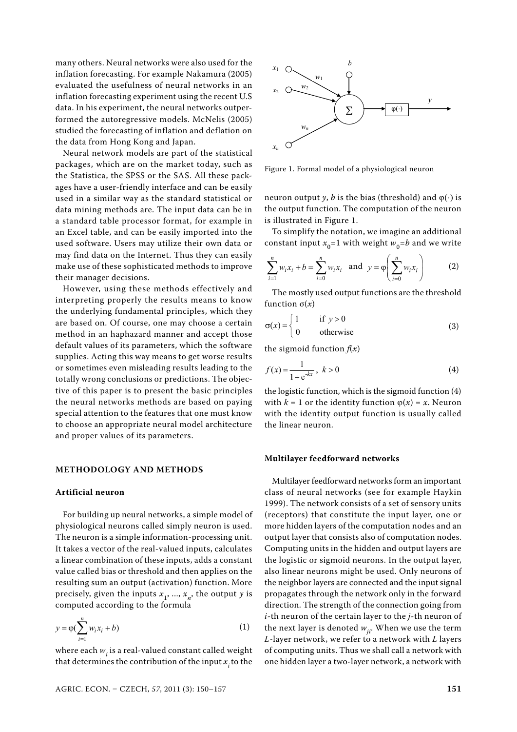many others. Neural networks were also used for the inflation forecasting. For example Nakamura (2005) evaluated the usefulness of neural networks in an inflation forecasting experiment using the recent U.S data. In his experiment, the neural networks outperformed the autoregressive models. McNelis (2005) studied the forecasting of inflation and deflation on the data from Hong Kong and Japan.

Neural network models are part of the statistical packages, which are on the market today, such as the Statistica, the SPSS or the SAS. All these packages have a user-friendly interface and can be easily used in a similar way as the standard statistical or data mining methods are. The input data can be in a standard table processor format, for example in an Excel table, and can be easily imported into the used software. Users may utilize their own data or may find data on the Internet. Thus they can easily make use of these sophisticated methods to improve their manager decisions.

However, using these methods effectively and interpreting properly the results means to know the underlying fundamental principles, which they are based on. Of course, one may choose a certain method in an haphazard manner and accept those default values of its parameters, which the software supplies. Acting this way means to get worse results or sometimes even misleading results leading to the totally wrong conclusions or predictions. The objective of this paper is to present the basic principles the neural networks methods are based on paying special attention to the features that one must know to choose an appropriate neural model architecture and proper values of its parameters.

## METHODOLOGY AND METHODS

### Artificial neuron

For building up neural networks, a simple model of physiological neurons called simply neuron is used. The neuron is a simple information-processing unit. It takes a vector of the real-valued inputs, calculates a linear combination of these inputs, adds a constant value called bias or threshold and then applies on the resulting sum an output (activation) function. More precisely, given the inputs $x_1, ..., x_n$, the output $y$ is computed according to the formula

$$y = \varphi(\sum_{i=1}^{n} w_i x_i + b) \tag{1}$$

where each $w_i$ is a real-valued constant called weight that determines the contribution of the input $x_i$ to the neuron output $y$, $b$ is the bias (threshold) and $\varphi(\cdot)$ is the output function. The computation of the neuron is illustrated in Figure 1.

Figure 1. Formal model of a physiological neuron

To simplify the notation, we imagine an additional constant input $x_0$=1 with weight $w_0$=$b$ and we write

$$\sum_{i=1}^{n} w_i x_i + b = \sum_{i=0}^{n} w_i x_i \quad \text{and} \quad y = \varphi\left(\sum_{i=0}^{n} w_i x_i\right) \tag{2}$$

The mostly used output functions are the threshold function $\sigma(x)$

$$\sigma(x) = \begin{cases} 1 & \text{if } y > 0 \\ 0 & \text{otherwise} \end{cases} \tag{3}$$

the sigmoid function $f(x)$

$$f(x) = \frac{1}{1 + e^{-kx}}, \ k > 0 \tag{4}$$

the logistic function, which is the sigmoid function (4) with $k = 1$ or the identity function $\varphi(x) = x$. Neuron with the identity output function is usually called the linear neuron.

### Multilayer feedforward networks

Multilayer feedforward networks form an important class of neural networks (see for example Haykin 1999). The network consists of a set of sensory units (receptors) that constitute the input layer, one or more hidden layers of the computation nodes and an output layer that consists also of computation nodes. Computing units in the hidden and output layers are the logistic or sigmoid neurons. In the output layer, also linear neurons might be used. Only neurons of the neighbor layers are connected and the input signal propagates through the network only in the forward direction. The strength of the connection going from $i$-th neuron of the certain layer to the $j$-th neuron of the next layer is denoted $w_{ji}$. When we use the term $L$-layer network, we refer to a network with $L$ layers of computing units. Thus we shall call a network with one hidden layer a two-layer network, a network with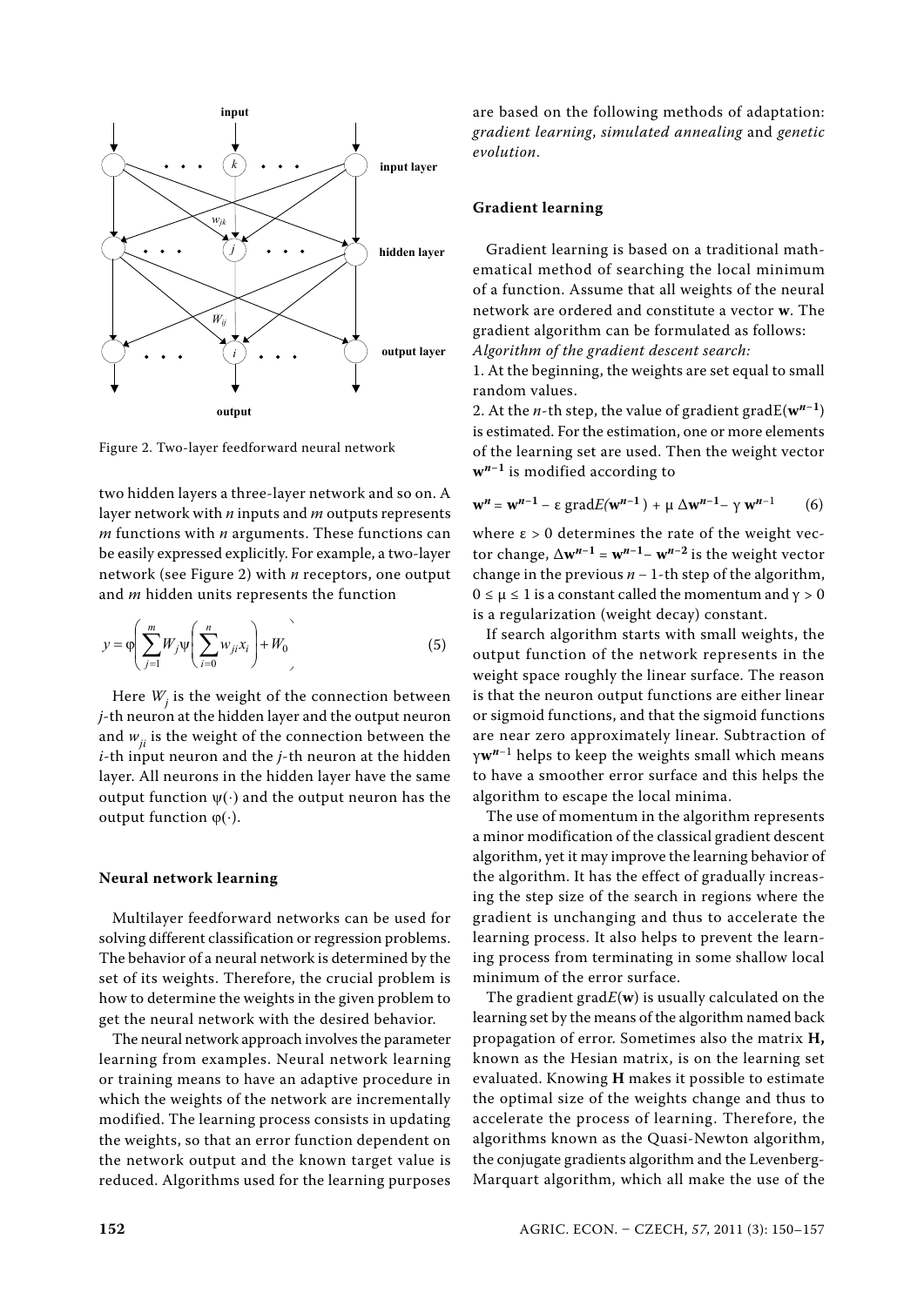Figure 2. Two-layer feedforward neural network

two hidden layers a three-layer network and so on. A layer network with $n$ inputs and $m$ outputs represents $m$ functions with $n$ arguments. These functions can be easily expressed explicitly. For example, a two-layer network (see Figure 2) with $n$ receptors, one output and $m$ hidden units represents the function

$$y = \varphi\left(\sum_{j=1}^{m} W_j \psi\left(\sum_{i=0}^{n} w_{ji} x_i\right) + W_0\right) \tag{5}$$

Here $W_j$ is the weight of the connection between $j$-th neuron at the hidden layer and the output neuron and $w_{ji}$ is the weight of the connection between the $i$-th input neuron and the $j$-th neuron at the hidden layer. All neurons in the hidden layer have the same output function $\psi(\cdot)$ and the output neuron has the output function $\varphi(\cdot)$.

## Neural network learning

Multilayer feedforward networks can be used for solving different classification or regression problems. The behavior of a neural network is determined by the set of its weights. Therefore, the crucial problem is how to determine the weights in the given problem to get the neural network with the desired behavior.

The neural network approach involves the parameter learning from examples. Neural network learning or training means to have an adaptive procedure in which the weights of the network are incrementally modified. The learning process consists in updating the weights, so that an error function dependent on the network output and the known target value is reduced. Algorithms used for the learning purposes are based on the following methods of adaptation: *gradient learning*, *simulated annealing* and *genetic evolution*.

## Gradient learning

Gradient learning is based on a traditional mathematical method of searching the local minimum of a function. Assume that all weights of the neural network are ordered and constitute a vector $\mathbf{w}$. The gradient algorithm can be formulated as follows:

*Algorithm of the gradient descent search:*

1. At the beginning, the weights are set equal to small random values.
2. At the $n$-th step, the value of gradient grad$E(\mathbf{w}^{n-1})$ is estimated. For the estimation, one or more elements of the learning set are used. Then the weight vector $\mathbf{w}^{n-1}$ is modified according to

$$\mathbf{w}^n = \mathbf{w}^{n-1} - \varepsilon \, \mathrm{grad}E(\mathbf{w}^{n-1}) + \mu \, \Delta\mathbf{w}^{n-1} - \gamma \, \mathbf{w}^{n-1} \tag{6}$$

where $\varepsilon > 0$ determines the rate of the weight vector change, $\Delta\mathbf{w}^{n-1} = \mathbf{w}^{n-1} - \mathbf{w}^{n-2}$ is the weight vector change in the previous $n - 1$-th step of the algorithm, $0 \leq \mu \leq 1$ is a constant called the momentum and $\gamma > 0$ is a regularization (weight decay) constant.

If search algorithm starts with small weights, the output function of the network represents in the weight space roughly the linear surface. The reason is that the neuron output functions are either linear or sigmoid functions, and that the sigmoid functions are near zero approximately linear. Subtraction of $\gamma\mathbf{w}^{n-1}$ helps to keep the weights small which means to have a smoother error surface and this helps the algorithm to escape the local minima.

The use of momentum in the algorithm represents a minor modification of the classical gradient descent algorithm, yet it may improve the learning behavior of the algorithm. It has the effect of gradually increasing the step size of the search in regions where the gradient is unchanging and thus to accelerate the learning process. It also helps to prevent the learning process from terminating in some shallow local minimum of the error surface.

The gradient grad$E(\mathbf{w})$ is usually calculated on the learning set by the means of the algorithm named back propagation of error. Sometimes also the matrix $\mathbf{H}$, known as the Hesian matrix, is on the learning set evaluated. Knowing $\mathbf{H}$ makes it possible to estimate the optimal size of the weights change and thus to accelerate the process of learning. Therefore, the algorithms known as the Quasi-Newton algorithm, the conjugate gradients algorithm and the Levenberg-Marquart algorithm, which all make the use of the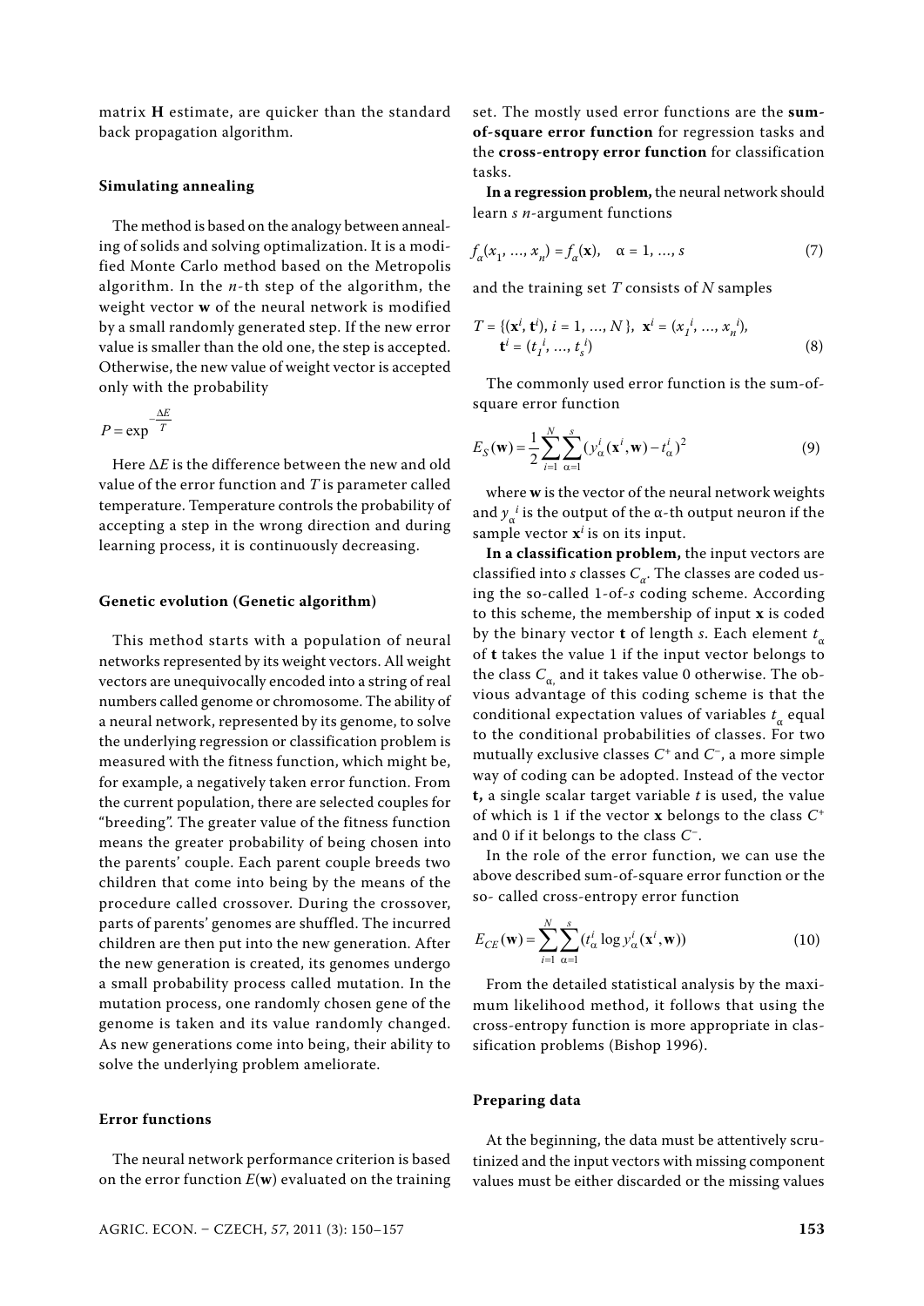matrix **H** estimate, are quicker than the standard back propagation algorithm.

### Simulating annealing

The method is based on the analogy between annealing of solids and solving optimalization. It is a modified Monte Carlo method based on the Metropolis algorithm. In the $n$-th step of the algorithm, the weight vector $\mathbf{w}$ of the neural network is modified by a small randomly generated step. If the new error value is smaller than the old one, the step is accepted. Otherwise, the new value of weight vector is accepted only with the probability

$$P = \exp^{-\frac{\Delta E}{T}}$$

Here $\Delta E$ is the difference between the new and old value of the error function and $T$ is parameter called temperature. Temperature controls the probability of accepting a step in the wrong direction and during learning process, it is continuously decreasing.

### Genetic evolution (Genetic algorithm)

This method starts with a population of neural networks represented by its weight vectors. All weight vectors are unequivocally encoded into a string of real numbers called genome or chromosome. The ability of a neural network, represented by its genome, to solve the underlying regression or classification problem is measured with the fitness function, which might be, for example, a negatively taken error function. From the current population, there are selected couples for "breeding". The greater value of the fitness function means the greater probability of being chosen into the parents' couple. Each parent couple breeds two children that come into being by the means of the procedure called crossover. During the crossover, parts of parents' genomes are shuffled. The incurred children are then put into the new generation. After the new generation is created, its genomes undergo a small probability process called mutation. In the mutation process, one randomly chosen gene of the genome is taken and its value randomly changed. As new generations come into being, their ability to solve the underlying problem ameliorate.

### Error functions

The neural network performance criterion is based on the error function $E(\mathbf{w})$ evaluated on the training set. The mostly used error functions are the **sum-of-square error function** for regression tasks and the **cross-entropy error function** for classification tasks.

**In a regression problem,** the neural network should learn $s$ $n$-argument functions

$$f_\alpha(x_1, \dots, x_n) = f_\alpha(\mathbf{x}), \quad \alpha = 1, \dots, s \tag{7}$$

and the training set $T$ consists of $N$ samples

$$T = \{(\mathbf{x}^i, \mathbf{t}^i), i = 1, \dots, N\}, \; \mathbf{x}^i = (x_1^{\,i}, \dots, x_n^{\,i}), \quad \mathbf{t}^i = (t_1^{\,i}, \dots, t_s^{\,i}) \tag{8}$$

The commonly used error function is the sum-of-square error function

$$E_S(\mathbf{w}) = \frac{1}{2}\sum_{i=1}^{N}\sum_{\alpha=1}^{s}(y_\alpha^i(\mathbf{x}^i, \mathbf{w}) - t_\alpha^i)^2 \tag{9}$$

where $\mathbf{w}$ is the vector of the neural network weights and $y_\alpha^{\,i}$ is the output of the α-th output neuron if the sample vector $\mathbf{x}^i$ is on its input.

**In a classification problem,** the input vectors are classified into $s$ classes $C_\alpha$. The classes are coded using the so-called 1-of-$s$ coding scheme. According to this scheme, the membership of input $\mathbf{x}$ is coded by the binary vector $\mathbf{t}$ of length $s$. Each element $t_\alpha$ of $\mathbf{t}$ takes the value 1 if the input vector belongs to the class $C_\alpha$, and it takes value 0 otherwise. The obvious advantage of this coding scheme is that the conditional expectation values of variables $t_\alpha$ equal to the conditional probabilities of classes. For two mutually exclusive classes $C^+$ and $C^-$, a more simple way of coding can be adopted. Instead of the vector $\mathbf{t}$, a single scalar target variable $t$ is used, the value of which is 1 if the vector $\mathbf{x}$ belongs to the class $C^+$ and 0 if it belongs to the class $C^-$.

In the role of the error function, we can use the above described sum-of-square error function or the so- called cross-entropy error function

$$E_{CE}(\mathbf{w}) = \sum_{i=1}^{N}\sum_{\alpha=1}^{s}(t_\alpha^i \log y_\alpha^i(\mathbf{x}^i, \mathbf{w})) \tag{10}$$

From the detailed statistical analysis by the maximum likelihood method, it follows that using the cross-entropy function is more appropriate in classification problems (Bishop 1996).

### Preparing data

At the beginning, the data must be attentively scrutinized and the input vectors with missing component values must be either discarded or the missing values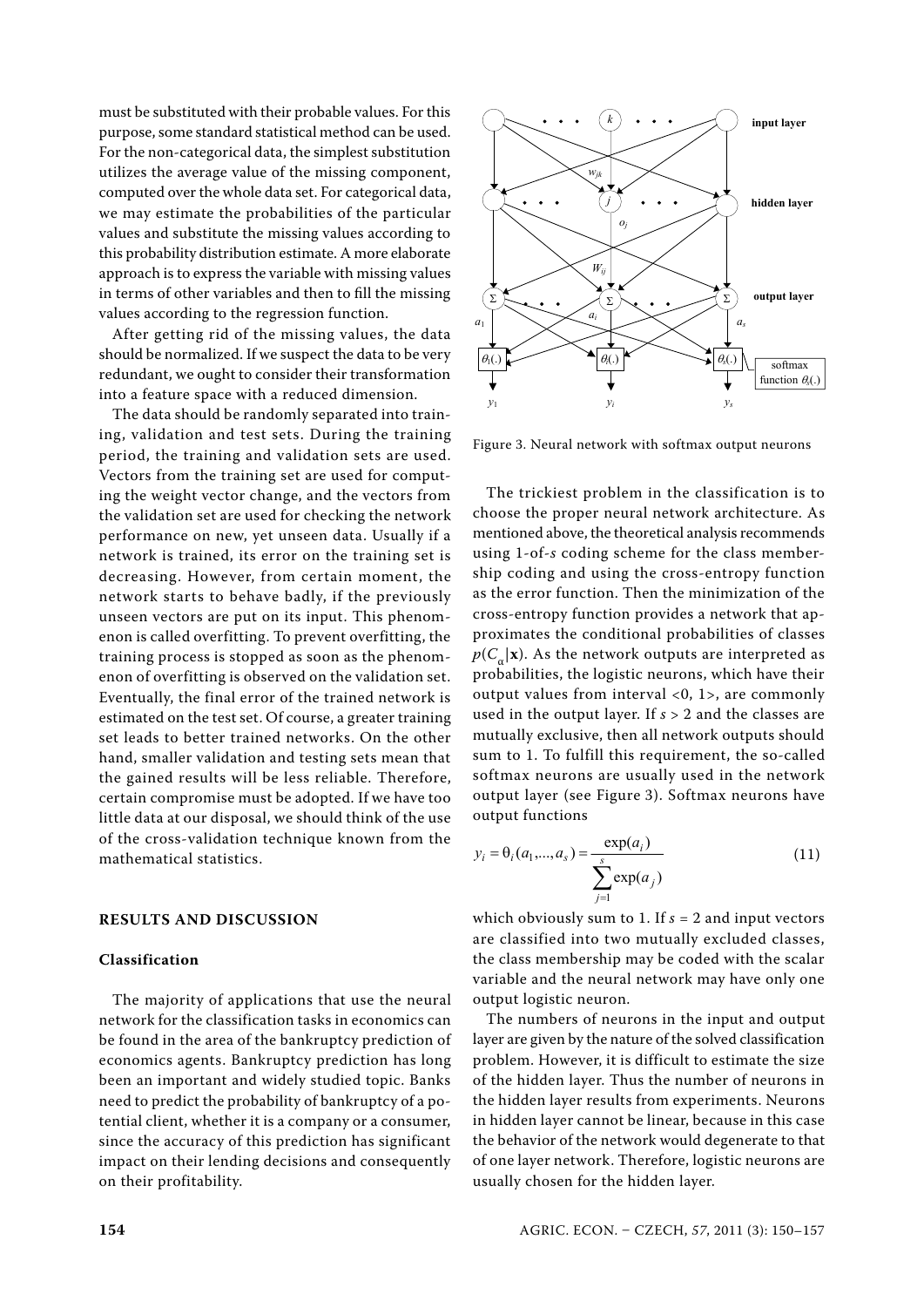must be substituted with their probable values. For this purpose, some standard statistical method can be used. For the non-categorical data, the simplest substitution utilizes the average value of the missing component, computed over the whole data set. For categorical data, we may estimate the probabilities of the particular values and substitute the missing values according to this probability distribution estimate. A more elaborate approach is to express the variable with missing values in terms of other variables and then to fill the missing values according to the regression function.

After getting rid of the missing values, the data should be normalized. If we suspect the data to be very redundant, we ought to consider their transformation into a feature space with a reduced dimension.

The data should be randomly separated into training, validation and test sets. During the training period, the training and validation sets are used. Vectors from the training set are used for computing the weight vector change, and the vectors from the validation set are used for checking the network performance on new, yet unseen data. Usually if a network is trained, its error on the training set is decreasing. However, from certain moment, the network starts to behave badly, if the previously unseen vectors are put on its input. This phenomenon is called overfitting. To prevent overfitting, the training process is stopped as soon as the phenomenon of overfitting is observed on the validation set. Eventually, the final error of the trained network is estimated on the test set. Of course, a greater training set leads to better trained networks. On the other hand, smaller validation and testing sets mean that the gained results will be less reliable. Therefore, certain compromise must be adopted. If we have too little data at our disposal, we should think of the use of the cross-validation technique known from the mathematical statistics.

## RESULTS AND DISCUSSION

### Classification

The majority of applications that use the neural network for the classification tasks in economics can be found in the area of the bankruptcy prediction of economics agents. Bankruptcy prediction has long been an important and widely studied topic. Banks need to predict the probability of bankruptcy of a potential client, whether it is a company or a consumer, since the accuracy of this prediction has significant impact on their lending decisions and consequently on their profitability.

input layer
hidden layer
output layer
softmax function $\theta_s(.)$
$k$, $w_{jk}$, $j$, $o_j$, $W_{ij}$, $a_1$, $a_i$, $a_s$, $\theta_1(.)$, $\theta_i(.)$, $\theta_s(.)$, $y_1$, $y_i$, $y_s$

Figure 3. Neural network with softmax output neurons

The trickiest problem in the classification is to choose the proper neural network architecture. As mentioned above, the theoretical analysis recommends using 1-of-$s$ coding scheme for the class membership coding and using the cross-entropy function as the error function. Then the minimization of the cross-entropy function provides a network that approximates the conditional probabilities of classes $p(C_\alpha|\mathbf{x})$. As the network outputs are interpreted as probabilities, the logistic neurons, which have their output values from interval <0, 1>, are commonly used in the output layer. If $s > 2$ and the classes are mutually exclusive, then all network outputs should sum to 1. To fulfill this requirement, the so-called softmax neurons are usually used in the network output layer (see Figure 3). Softmax neurons have output functions

$$y_i = \theta_i(a_1,...,a_s) = \frac{\exp(a_i)}{\sum_{j=1}^{s}\exp(a_j)} \tag{11}$$

which obviously sum to 1. If $s = 2$ and input vectors are classified into two mutually excluded classes, the class membership may be coded with the scalar variable and the neural network may have only one output logistic neuron.

The numbers of neurons in the input and output layer are given by the nature of the solved classification problem. However, it is difficult to estimate the size of the hidden layer. Thus the number of neurons in the hidden layer results from experiments. Neurons in hidden layer cannot be linear, because in this case the behavior of the network would degenerate to that of one layer network. Therefore, logistic neurons are usually chosen for the hidden layer.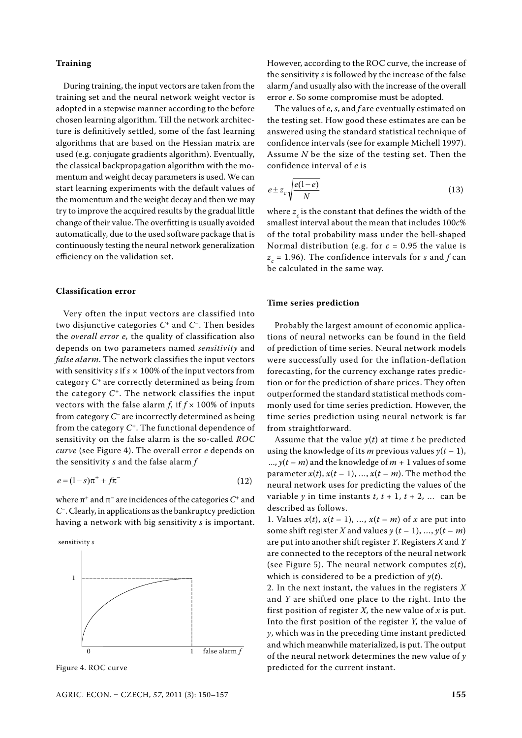#### Training

During training, the input vectors are taken from the training set and the neural network weight vector is adopted in a stepwise manner according to the before chosen learning algorithm. Till the network architecture is definitively settled, some of the fast learning algorithms that are based on the Hessian matrix are used (e.g. conjugate gradients algorithm). Eventually, the classical backpropagation algorithm with the momentum and weight decay parameters is used. We can start learning experiments with the default values of the momentum and the weight decay and then we may try to improve the acquired results by the gradual little change of their value. The overfitting is usually avoided automatically, due to the used software package that is continuously testing the neural network generalization efficiency on the validation set.

#### Classification error

Very often the input vectors are classified into two disjunctive categories $C^+$ and $C^-$. Then besides the *overall error e,* the quality of classification also depends on two parameters named *sensitivity* and *false alarm*. The network classifies the input vectors with sensitivity $s$ if $s \times 100\%$ of the input vectors from category $C^+$ are correctly determined as being from the category $C^+$. The network classifies the input vectors with the false alarm $f$, if $f \times 100\%$ of inputs from category $C^-$ are incorrectly determined as being from the category $C^+$. The functional dependence of sensitivity on the false alarm is the so-called *ROC curve* (see Figure 4). The overall error $e$ depends on the sensitivity $s$ and the false alarm $f$

$$e = (1 - s)\pi^+ + f\pi^- \tag{12}$$

where $\pi^+$ and $\pi^-$ are incidences of the categories $C^+$ and $C^-$. Clearly, in applications as the bankruptcy prediction having a network with big sensitivity $s$ is important.

Figure 4. ROC curve

However, according to the ROC curve, the increase of the sensitivity $s$ is followed by the increase of the false alarm $f$ and usually also with the increase of the overall error $e$. So some compromise must be adopted.

The values of $e$, $s$, and $f$ are eventually estimated on the testing set. How good these estimates are can be answered using the standard statistical technique of confidence intervals (see for example Michell 1997). Assume $N$ be the size of the testing set. Then the confidence interval of $e$ is

$$e \pm z_c \sqrt{\frac{e(1-e)}{N}} \tag{13}$$

where $z_c$ is the constant that defines the width of the smallest interval about the mean that includes $100c\%$ of the total probability mass under the bell-shaped Normal distribution (e.g. for $c = 0.95$ the value is $z_c = 1.96$). The confidence intervals for $s$ and $f$ can be calculated in the same way.

#### Time series prediction

Probably the largest amount of economic applications of neural networks can be found in the field of prediction of time series. Neural network models were successfully used for the inflation-deflation forecasting, for the currency exchange rates prediction or for the prediction of share prices. They often outperformed the standard statistical methods commonly used for time series prediction. However, the time series prediction using neural network is far from straightforward.

Assume that the value $y(t)$ at time $t$ be predicted using the knowledge of its $m$ previous values $y(t - 1)$, ..., $y(t - m)$ and the knowledge of $m + 1$ values of some parameter $x(t), x(t - 1), ..., x(t - m)$. The method the neural network uses for predicting the values of the variable $y$ in time instants $t$, $t + 1$, $t + 2$, ... can be described as follows.

1. Values $x(t), x(t - 1), ..., x(t - m)$ of $x$ are put into some shift register $X$ and values $y(t - 1), ..., y(t - m)$ are put into another shift register $Y$. Registers $X$ and $Y$ are connected to the receptors of the neural network (see Figure 5). The neural network computes $z(t)$, which is considered to be a prediction of $y(t)$.
2. In the next instant, the values in the registers $X$ and $Y$ are shifted one place to the right. Into the first position of register $X$, the new value of $x$ is put. Into the first position of the register $Y$, the value of $y$, which was in the preceding time instant predicted and which meanwhile materialized, is put. The output of the neural network determines the new value of $y$ predicted for the current instant.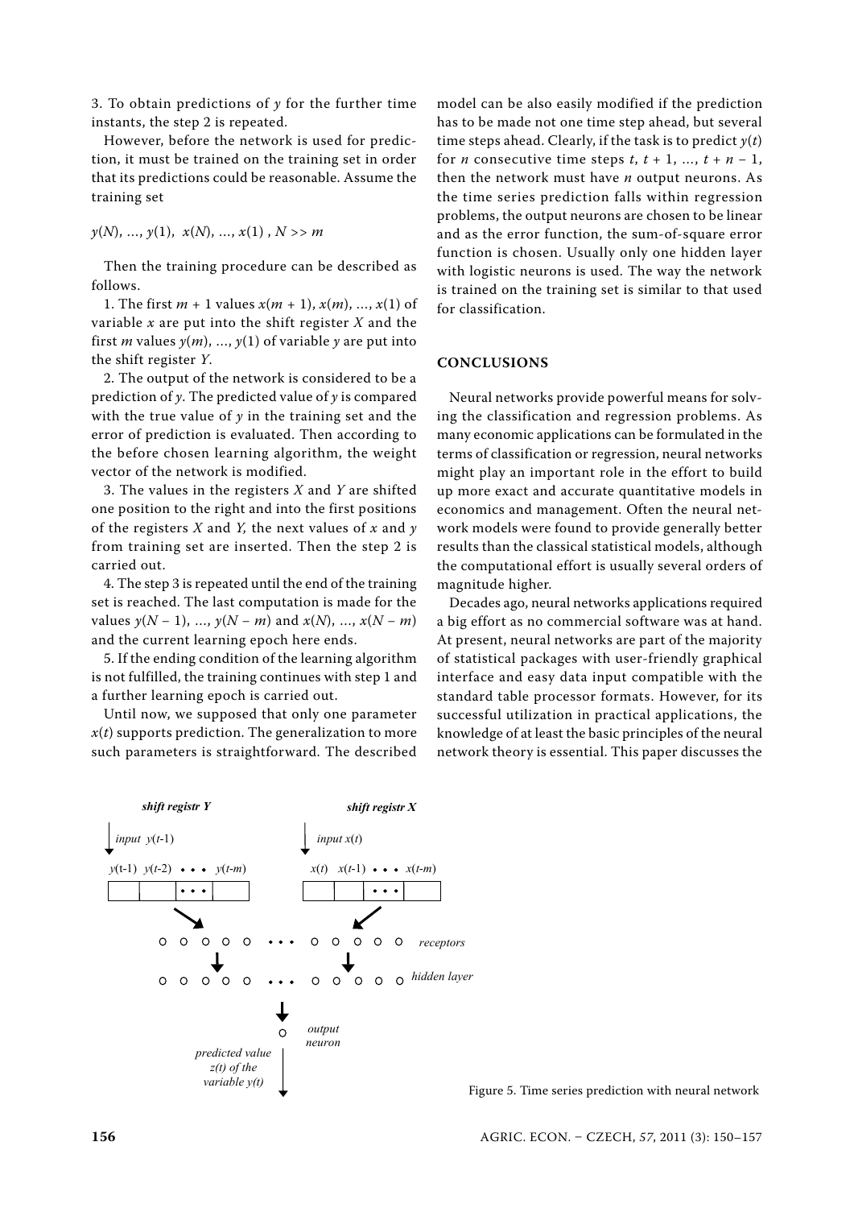3. To obtain predictions of $y$ for the further time instants, the step 2 is repeated.

However, before the network is used for prediction, it must be trained on the training set in order that its predictions could be reasonable. Assume the training set

$y(N), \ldots, y(1), \; x(N), \ldots, x(1) \; , N >> m$

Then the training procedure can be described as follows.

1. The first $m + 1$ values $x(m + 1), x(m), \ldots, x(1)$ of variable $x$ are put into the shift register $X$ and the first $m$ values $y(m), \ldots, y(1)$ of variable $y$ are put into the shift register $Y$.

2. The output of the network is considered to be a prediction of $y$. The predicted value of $y$ is compared with the true value of $y$ in the training set and the error of prediction is evaluated. Then according to the before chosen learning algorithm, the weight vector of the network is modified.

3. The values in the registers $X$ and $Y$ are shifted one position to the right and into the first positions of the registers $X$ and $Y$, the next values of $x$ and $y$ from training set are inserted. Then the step 2 is carried out.

4. The step 3 is repeated until the end of the training set is reached. The last computation is made for the values $y(N - 1), \ldots, y(N - m)$ and $x(N), \ldots, x(N - m)$ and the current learning epoch here ends.

5. If the ending condition of the learning algorithm is not fulfilled, the training continues with step 1 and a further learning epoch is carried out.

Until now, we supposed that only one parameter $x(t)$ supports prediction. The generalization to more such parameters is straightforward. The described model can be also easily modified if the prediction has to be made not one time step ahead, but several time steps ahead. Clearly, if the task is to predict $y(t)$ for $n$ consecutive time steps $t, t + 1, \ldots, t + n - 1$, then the network must have $n$ output neurons. As the time series prediction falls within regression problems, the output neurons are chosen to be linear and as the error function, the sum-of-square error function is chosen. Usually only one hidden layer with logistic neurons is used. The way the network is trained on the training set is similar to that used for classification.

## CONCLUSIONS

Neural networks provide powerful means for solving the classification and regression problems. As many economic applications can be formulated in the terms of classification or regression, neural networks might play an important role in the effort to build up more exact and accurate quantitative models in economics and management. Often the neural network models were found to provide generally better results than the classical statistical models, although the computational effort is usually several orders of magnitude higher.

Decades ago, neural networks applications required a big effort as no commercial software was at hand. At present, neural networks are part of the majority of statistical packages with user-friendly graphical interface and easy data input compatible with the standard table processor formats. However, for its successful utilization in practical applications, the knowledge of at least the basic principles of the neural network theory is essential. This paper discusses the

Figure 5. Time series prediction with neural network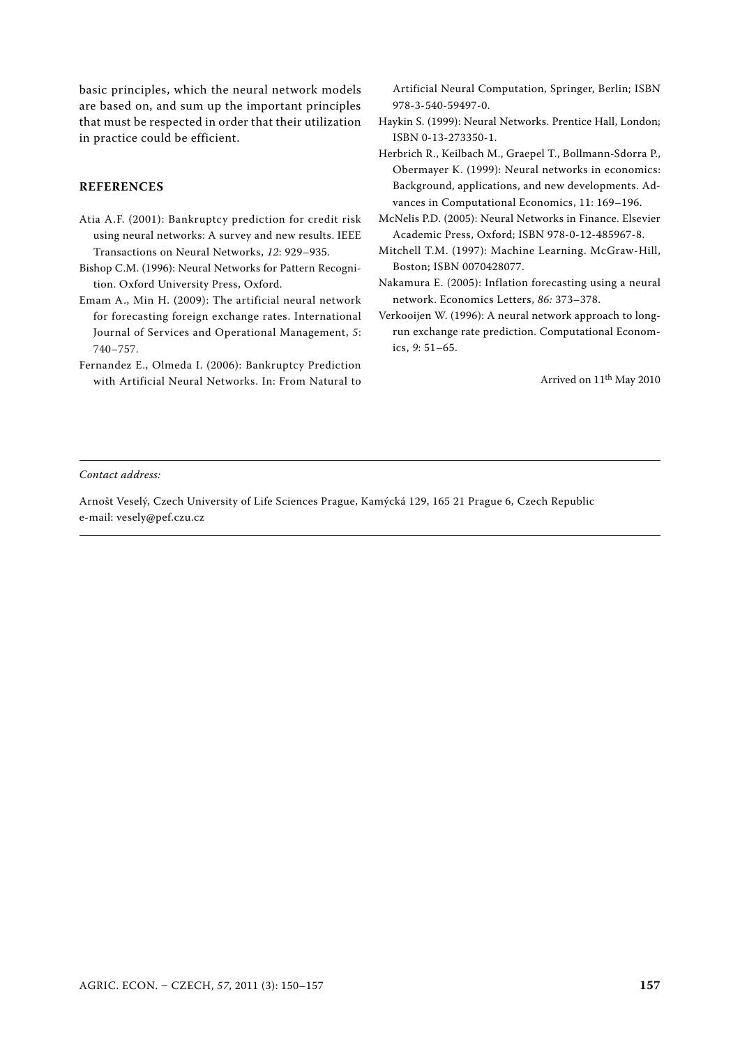basic principles, which the neural network models are based on, and sum up the important principles that must be respected in order that their utilization in practice could be efficient.

## REFERENCES

Atia A.F. (2001): Bankruptcy prediction for credit risk using neural networks: A survey and new results. IEEE Transactions on Neural Networks, *12*: 929–935.

Bishop C.M. (1996): Neural Networks for Pattern Recognition. Oxford University Press, Oxford.

Emam A., Min H. (2009): The artificial neural network for forecasting foreign exchange rates. International Journal of Services and Operational Management, *5*: 740–757.

Fernandez E., Olmeda I. (2006): Bankruptcy Prediction with Artificial Neural Networks. In: From Natural to Artificial Neural Computation, Springer, Berlin; ISBN 978-3-540-59497-0.

Haykin S. (1999): Neural Networks. Prentice Hall, London; ISBN 0-13-273350-1.

Herbrich R., Keilbach M., Graepel T., Bollmann-Sdorra P., Obermayer K. (1999): Neural networks in economics: Background, applications, and new developments. Advances in Computational Economics, 11: 169–196.

McNelis P.D. (2005): Neural Networks in Finance. Elsevier Academic Press, Oxford; ISBN 978-0-12-485967-8.

Mitchell T.M. (1997): Machine Learning. McGraw-Hill, Boston; ISBN 0070428077.

Nakamura E. (2005): Inflation forecasting using a neural network. Economics Letters, *86:* 373–378.

Verkooijen W. (1996): A neural network approach to long-run exchange rate prediction. Computational Economics, *9*: 51–65.

Arrived on 11th May 2010

*Contact address:*

Arnošt Veselý, Czech University of Life Sciences Prague, Kamýcká 129, 165 21 Prague 6, Czech Republic
e-mail: vesely@pef.czu.cz